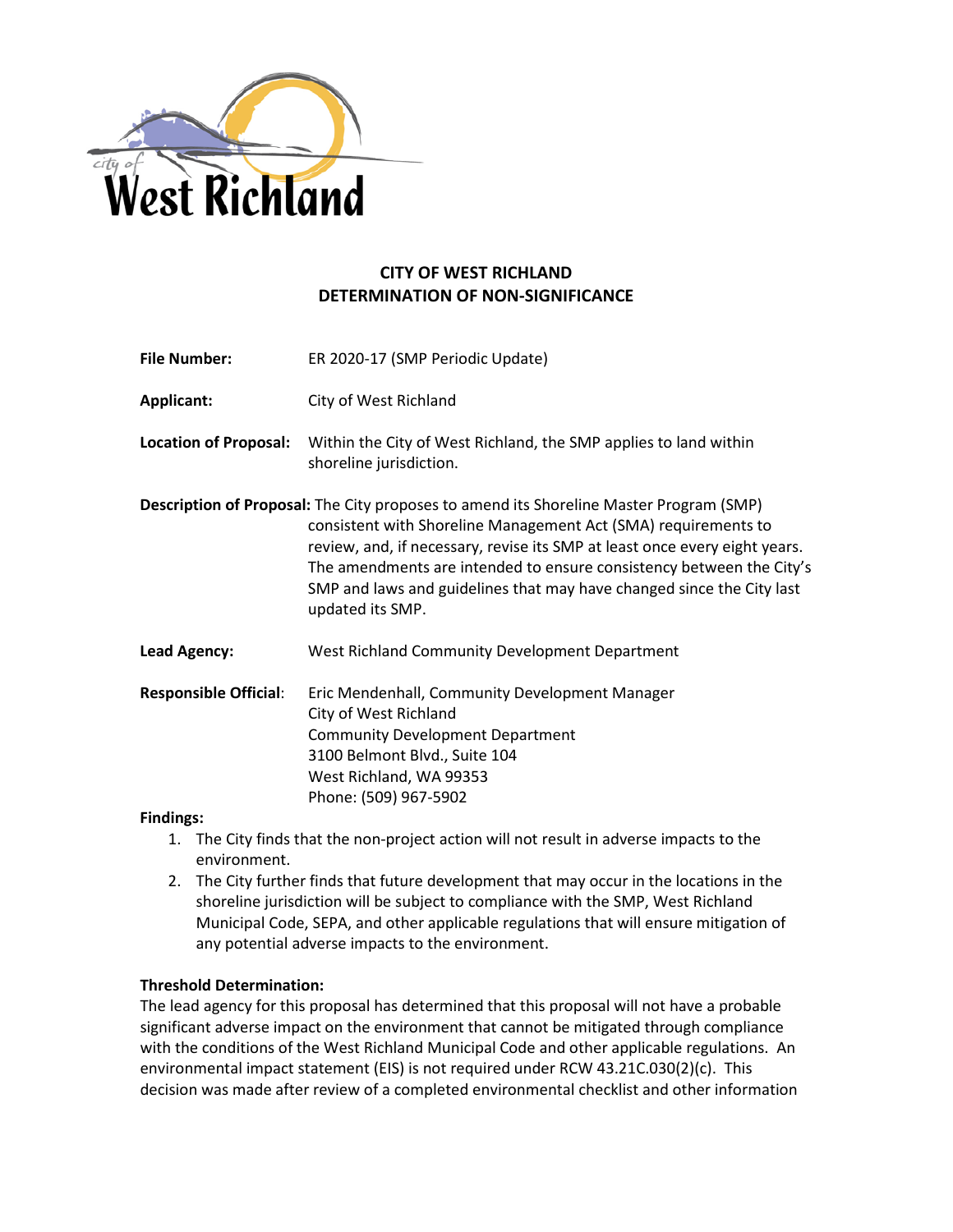City of West Richland

# CITY OF WEST RICHLAND
# DETERMINATION OF NON-SIGNIFICANCE

**File Number:** ER 2020-17 (SMP Periodic Update)

**Applicant:** City of West Richland

**Location of Proposal:** Within the City of West Richland, the SMP applies to land within shoreline jurisdiction.

**Description of Proposal:** The City proposes to amend its Shoreline Master Program (SMP) consistent with Shoreline Management Act (SMA) requirements to review, and, if necessary, revise its SMP at least once every eight years. The amendments are intended to ensure consistency between the City's SMP and laws and guidelines that may have changed since the City last updated its SMP.

**Lead Agency:** West Richland Community Development Department

**Responsible Official:** Eric Mendenhall, Community Development Manager
City of West Richland
Community Development Department
3100 Belmont Blvd., Suite 104
West Richland, WA 99353
Phone: (509) 967-5902

**Findings:**

1. The City finds that the non-project action will not result in adverse impacts to the environment.
2. The City further finds that future development that may occur in the locations in the shoreline jurisdiction will be subject to compliance with the SMP, West Richland Municipal Code, SEPA, and other applicable regulations that will ensure mitigation of any potential adverse impacts to the environment.

**Threshold Determination:**
The lead agency for this proposal has determined that this proposal will not have a probable significant adverse impact on the environment that cannot be mitigated through compliance with the conditions of the West Richland Municipal Code and other applicable regulations. An environmental impact statement (EIS) is not required under RCW 43.21C.030(2)(c). This decision was made after review of a completed environmental checklist and other information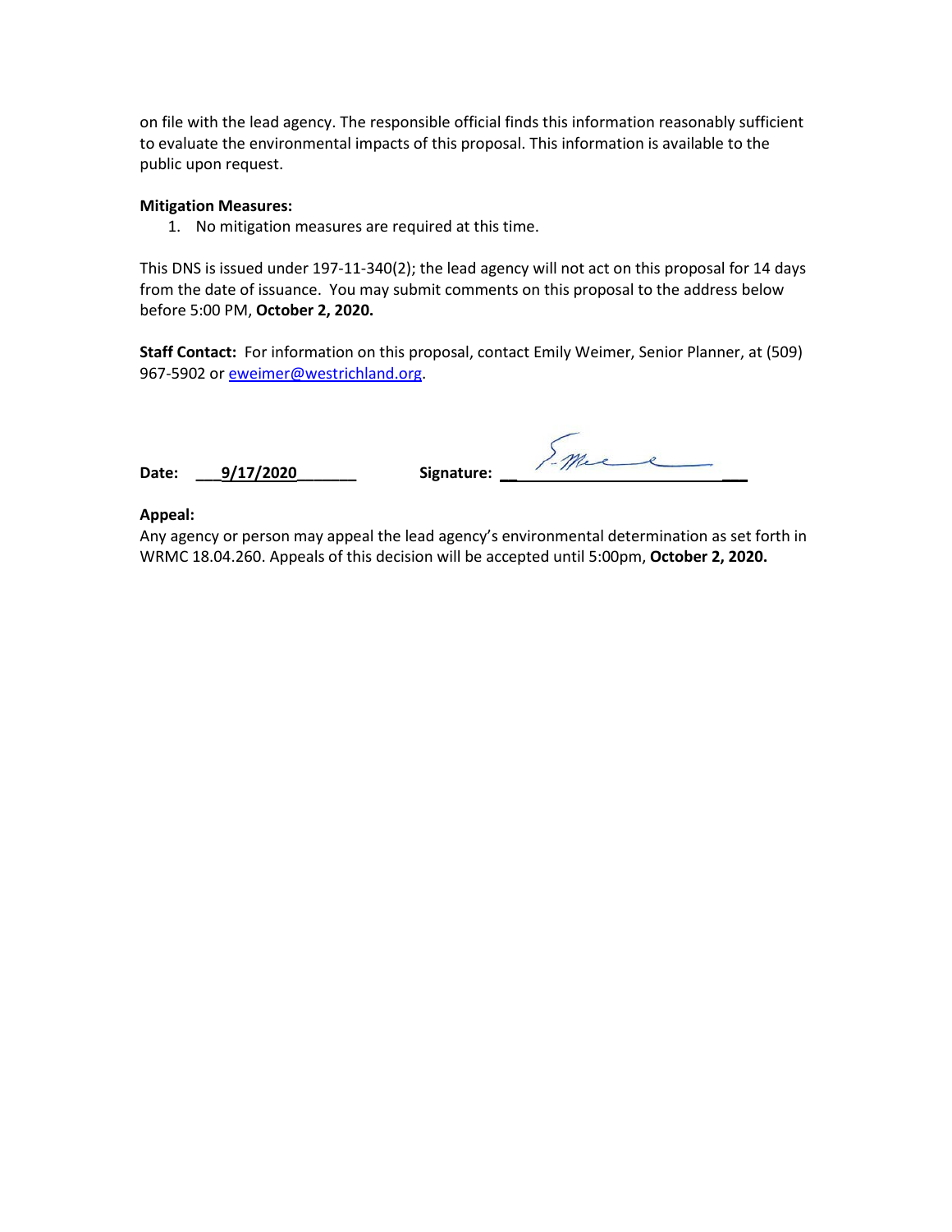on file with the lead agency. The responsible official finds this information reasonably sufficient to evaluate the environmental impacts of this proposal. This information is available to the public upon request.

**Mitigation Measures:**

1. No mitigation measures are required at this time.

This DNS is issued under 197-11-340(2); the lead agency will not act on this proposal for 14 days from the date of issuance. You may submit comments on this proposal to the address below before 5:00 PM, **October 2, 2020.**

**Staff Contact:** For information on this proposal, contact Emily Weimer, Senior Planner, at (509) 967-5902 or eweimer@westrichland.org.

**Date:** ___9/17/2020_______ **Signature:** ______________________________

**Appeal:**

Any agency or person may appeal the lead agency's environmental determination as set forth in WRMC 18.04.260. Appeals of this decision will be accepted until 5:00pm, **October 2, 2020.**